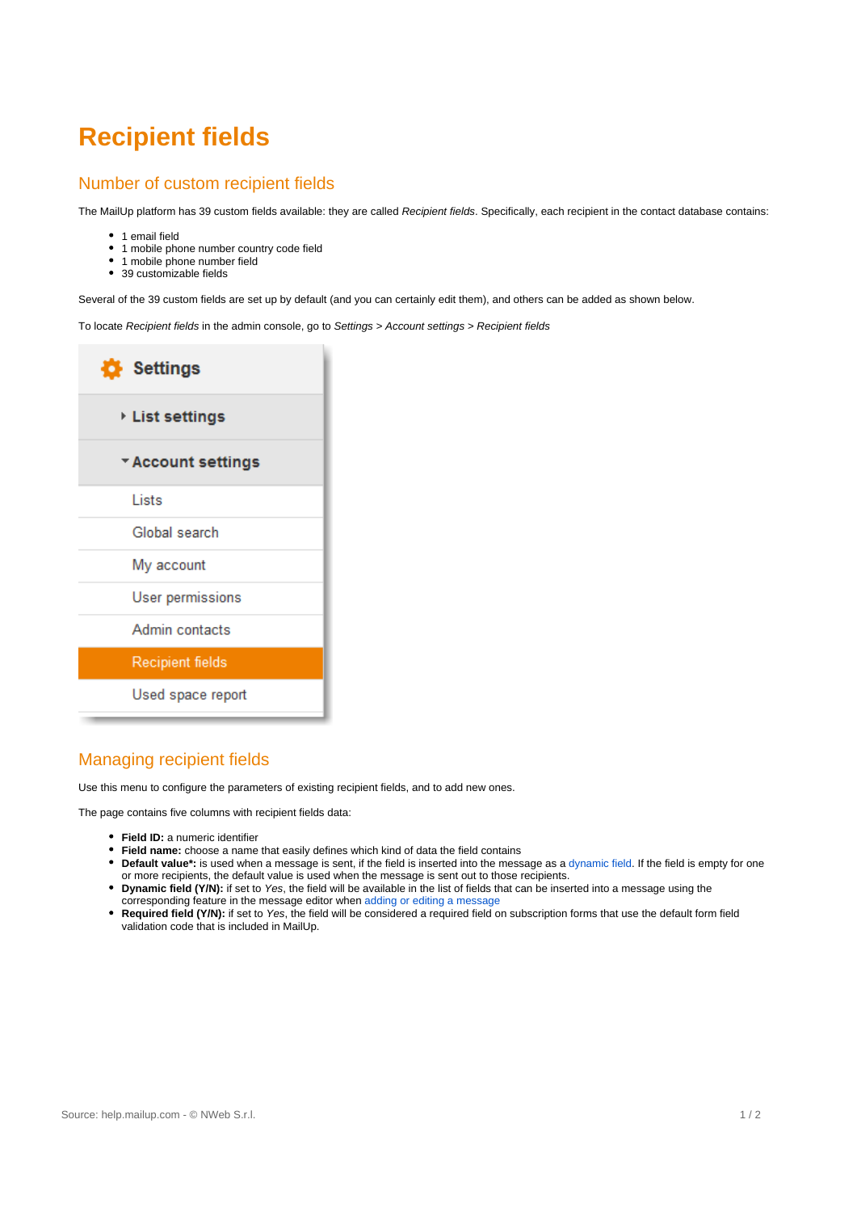# Recipient fields

## Number of custom recipient fields

The MailUp platform has 39 custom fields available: they are called *Recipient fields*. Specifically, each recipient in the contact database contains:

- 1 email field
- 1 mobile phone number country code field
- 1 mobile phone number field
- 39 customizable fields

Several of the 39 custom fields are set up by default (and you can certainly edit them), and others can be added as shown below.

To locate *Recipient fields* in the admin console, go to *Settings > Account settings > Recipient fields*

## Managing recipient fields

Use this menu to configure the parameters of existing recipient fields, and to add new ones.

The page contains five columns with recipient fields data:

- **Field ID:** a numeric identifier
- **Field name:** choose a name that easily defines which kind of data the field contains
- **Default value*:** is used when a message is sent, if the field is inserted into the message as a dynamic field. If the field is empty for one or more recipients, the default value is used when the message is sent out to those recipients.
- **Dynamic field (Y/N):** if set to *Yes*, the field will be available in the list of fields that can be inserted into a message using the corresponding feature in the message editor when adding or editing a message
- **Required field (Y/N):** if set to *Yes*, the field will be considered a required field on subscription forms that use the default form field validation code that is included in MailUp.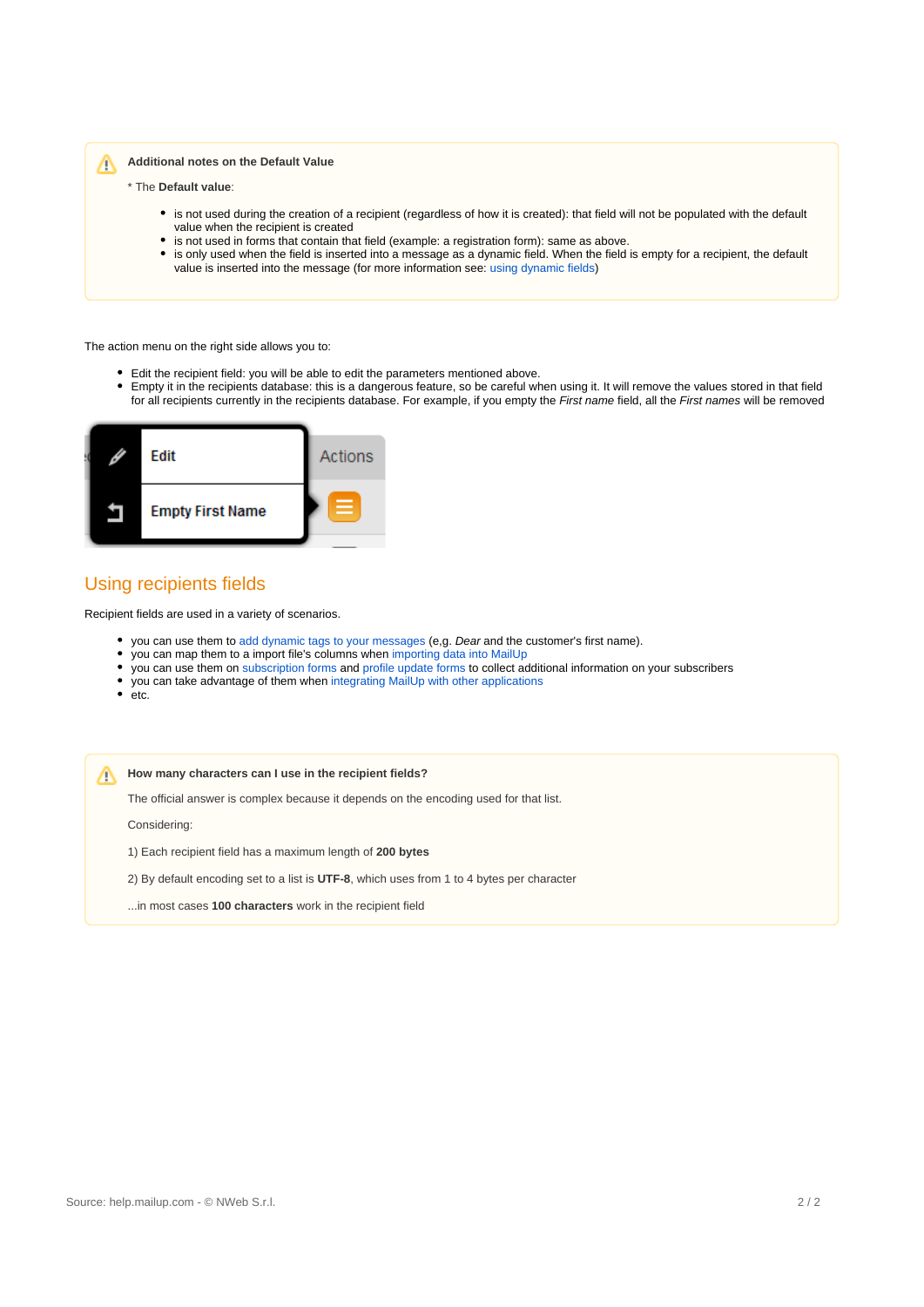**Additional notes on the Default Value**

* The **Default value**:

- is not used during the creation of a recipient (regardless of how it is created): that field will not be populated with the default value when the recipient is created
- is not used in forms that contain that field (example: a registration form): same as above.
- is only used when the field is inserted into a message as a dynamic field. When the field is empty for a recipient, the default value is inserted into the message (for more information see: using dynamic fields)

The action menu on the right side allows you to:

- Edit the recipient field: you will be able to edit the parameters mentioned above.
- Empty it in the recipients database: this is a dangerous feature, so be careful when using it. It will remove the values stored in that field for all recipients currently in the recipients database. For example, if you empty the *First name* field, all the *First names* will be removed

Edit

Empty First Name

Actions

## Using recipients fields

Recipient fields are used in a variety of scenarios.

- you can use them to add dynamic tags to your messages (e,g. *Dear* and the customer's first name).
- you can map them to a import file's columns when importing data into MailUp
- you can use them on subscription forms and profile update forms to collect additional information on your subscribers
- you can take advantage of them when integrating MailUp with other applications
- etc.

**How many characters can I use in the recipient fields?**

The official answer is complex because it depends on the encoding used for that list.

Considering:

1) Each recipient field has a maximum length of **200 bytes**

2) By default encoding set to a list is **UTF-8**, which uses from 1 to 4 bytes per character

...in most cases **100 characters** work in the recipient field

Source: help.mailup.com - © NWeb S.r.l.